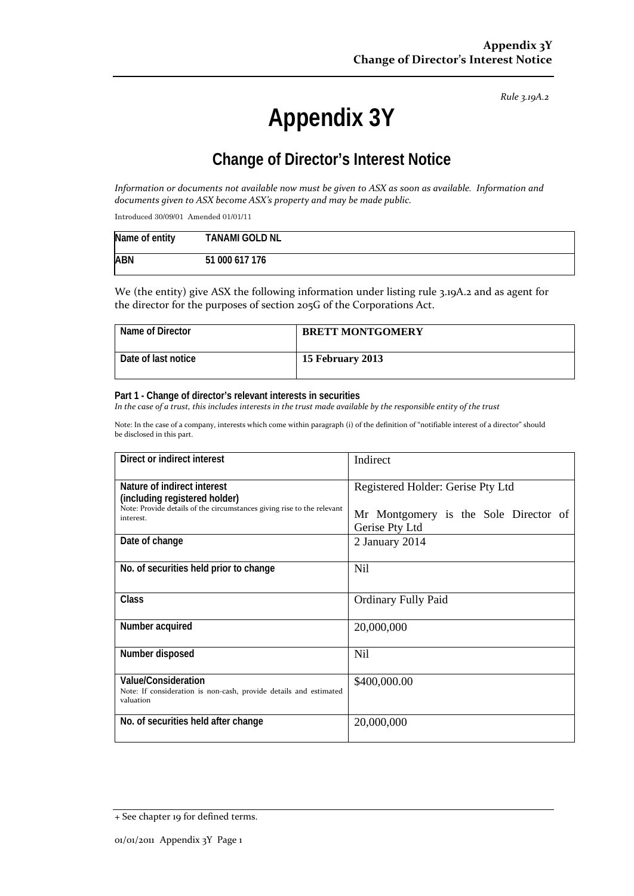*Rule 3.19A.2*

# Appendix 3Y

## Change of Director's Interest Notice

*Information or documents not available now must be given to ASX as soon as available. Information and documents given to ASX become ASX's property and may be made public.*

Introduced 30/09/01 Amended 01/01/11

| Name of entity | TANAMI GOLD NL |
|---|---|
| ABN | 51 000 617 176 |

We (the entity) give ASX the following information under listing rule 3.19A.2 and as agent for the director for the purposes of section 205G of the Corporations Act.

| Name of Director | BRETT MONTGOMERY |
|---|---|
| Date of last notice | 15 February 2013 |

**Part 1 - Change of director's relevant interests in securities**

*In the case of a trust, this includes interests in the trust made available by the responsible entity of the trust*

Note: In the case of a company, interests which come within paragraph (i) of the definition of "notifiable interest of a director" should be disclosed in this part.

| Direct or indirect interest | Indirect |
|---|---|
| **Nature of indirect interest (including registered holder)**<br>Note: Provide details of the circumstances giving rise to the relevant interest. | Registered Holder: Gerise Pty Ltd<br><br>Mr Montgomery is the Sole Director of Gerise Pty Ltd |
| **Date of change** | 2 January 2014 |
| **No. of securities held prior to change** | Nil |
| **Class** | Ordinary Fully Paid |
| **Number acquired** | 20,000,000 |
| **Number disposed** | Nil |
| **Value/Consideration**<br>Note: If consideration is non-cash, provide details and estimated valuation | $400,000.00 |
| **No. of securities held after change** | 20,000,000 |

+ See chapter 19 for defined terms.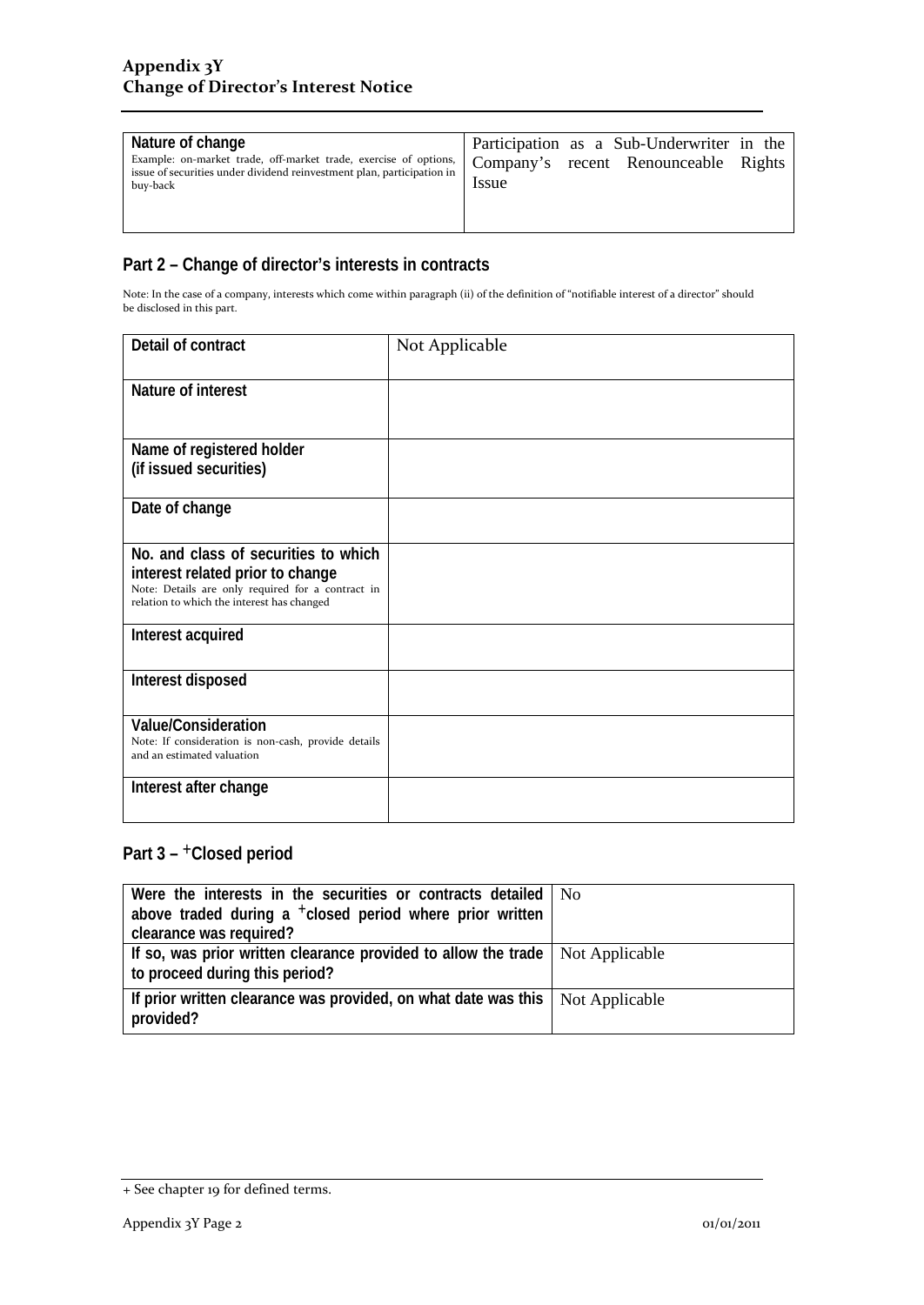| | |
|---|---|
| **Nature of change**<br>Example: on-market trade, off-market trade, exercise of options, issue of securities under dividend reinvestment plan, participation in buy-back | Participation as a Sub-Underwriter in the Company's recent Renounceable Rights Issue |

## Part 2 – Change of director's interests in contracts

Note: In the case of a company, interests which come within paragraph (ii) of the definition of "notifiable interest of a director" should be disclosed in this part.

| | |
|---|---|
| **Detail of contract** | Not Applicable |
| **Nature of interest** | |
| **Name of registered holder (if issued securities)** | |
| **Date of change** | |
| **No. and class of securities to which interest related prior to change**<br>Note: Details are only required for a contract in relation to which the interest has changed | |
| **Interest acquired** | |
| **Interest disposed** | |
| **Value/Consideration**<br>Note: If consideration is non-cash, provide details and an estimated valuation | |
| **Interest after change** | |

## Part 3 – +Closed period

| | |
|---|---|
| **Were the interests in the securities or contracts detailed above traded during a +closed period where prior written clearance was required?** | No |
| **If so, was prior written clearance provided to allow the trade to proceed during this period?** | Not Applicable |
| **If prior written clearance was provided, on what date was this provided?** | Not Applicable |

+ See chapter 19 for defined terms.